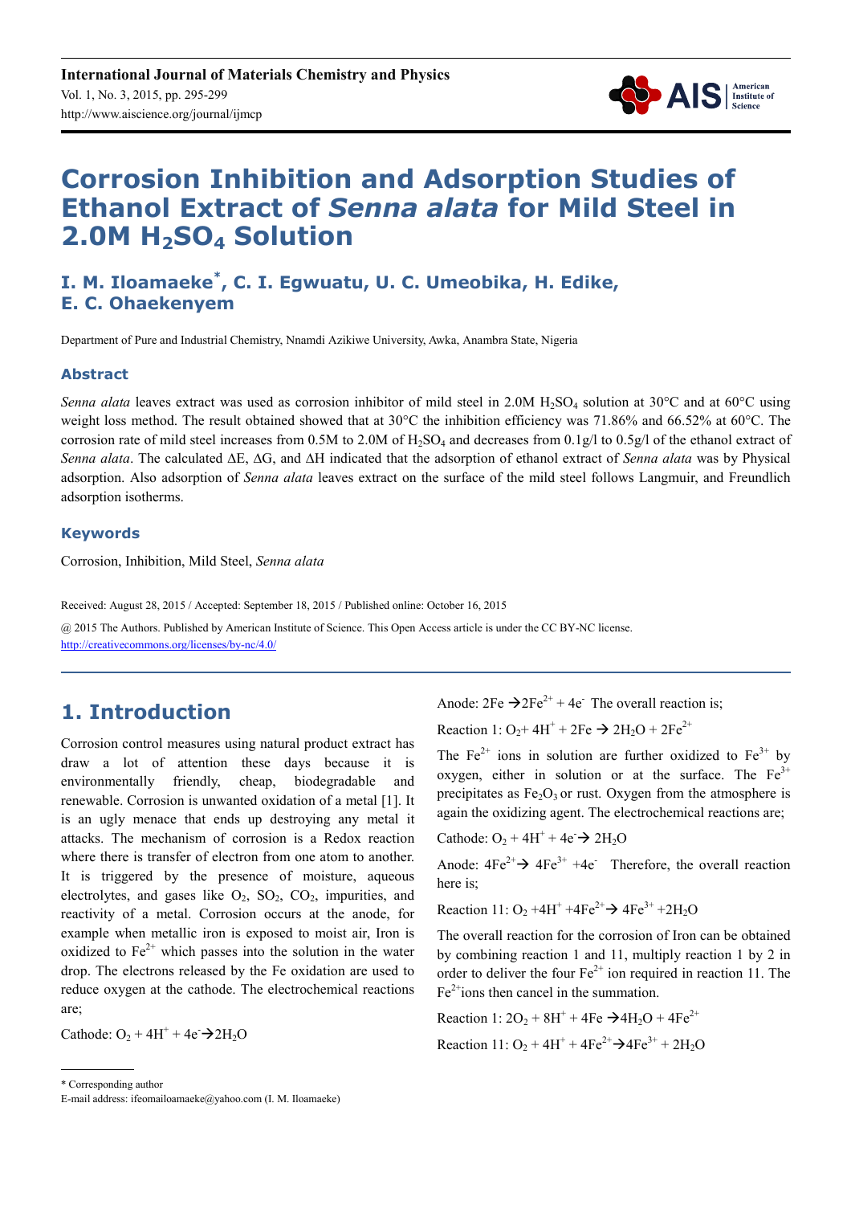# Corrosion Inhibition and Adsorption Studies of Ethanol Extract of *Senna alata* for Mild Steel in 2.0M $H_2SO_4$ Solution

**I. M. Iloamaeke*, C. I. Egwuatu, U. C. Umeobika, H. Edike, E. C. Ohaekenyem**

Department of Pure and Industrial Chemistry, Nnamdi Azikiwe University, Awka, Anambra State, Nigeria

## Abstract

*Senna alata* leaves extract was used as corrosion inhibitor of mild steel in 2.0M $H_2SO_4$ solution at 30°C and at 60°C using weight loss method. The result obtained showed that at 30°C the inhibition efficiency was 71.86% and 66.52% at 60°C. The corrosion rate of mild steel increases from 0.5M to 2.0M of $H_2SO_4$ and decreases from 0.1g/l to 0.5g/l of the ethanol extract of *Senna alata*. The calculated ΔE, ΔG, and ΔH indicated that the adsorption of ethanol extract of *Senna alata* was by Physical adsorption. Also adsorption of *Senna alata* leaves extract on the surface of the mild steel follows Langmuir, and Freundlich adsorption isotherms.

## Keywords

Corrosion, Inhibition, Mild Steel, *Senna alata*

Received: August 28, 2015 / Accepted: September 18, 2015 / Published online: October 16, 2015

@ 2015 The Authors. Published by American Institute of Science. This Open Access article is under the CC BY-NC license. http://creativecommons.org/licenses/by-nc/4.0/

## 1. Introduction

Corrosion control measures using natural product extract has draw a lot of attention these days because it is environmentally friendly, cheap, biodegradable and renewable. Corrosion is unwanted oxidation of a metal [1]. It is an ugly menace that ends up destroying any metal it attacks. The mechanism of corrosion is a Redox reaction where there is transfer of electron from one atom to another. It is triggered by the presence of moisture, aqueous electrolytes, and gases like $O_2$, $SO_2$, $CO_2$, impurities, and reactivity of a metal. Corrosion occurs at the anode, for example when metallic iron is exposed to moist air, Iron is oxidized to $Fe^{2+}$ which passes into the solution in the water drop. The electrons released by the Fe oxidation are used to reduce oxygen at the cathode. The electrochemical reactions are;

Cathode: $O_2 + 4H^+ + 4e^- \rightarrow 2H_2O$

Anode: $2Fe \rightarrow 2Fe^{2+} + 4e^-$ The overall reaction is;

Reaction 1: $O_2 + 4H^+ + 2Fe \rightarrow 2H_2O + 2Fe^{2+}$

The $Fe^{2+}$ ions in solution are further oxidized to $Fe^{3+}$ by oxygen, either in solution or at the surface. The $Fe^{3+}$ precipitates as $Fe_2O_3$ or rust. Oxygen from the atmosphere is again the oxidizing agent. The electrochemical reactions are;

Cathode: $O_2 + 4H^+ + 4e^- \rightarrow 2H_2O$

Anode: $4Fe^{2+} \rightarrow 4Fe^{3+} + 4e^-$ Therefore, the overall reaction here is;

Reaction 11: $O_2 + 4H^+ + 4Fe^{2+} \rightarrow 4Fe^{3+} + 2H_2O$

The overall reaction for the corrosion of Iron can be obtained by combining reaction 1 and 11, multiply reaction 1 by 2 in order to deliver the four $Fe^{2+}$ ion required in reaction 11. The $Fe^{2+}$ ions then cancel in the summation.

Reaction 1: $2O_2 + 8H^+ + 4Fe \rightarrow 4H_2O + 4Fe^{2+}$

Reaction 11: $O_2 + 4H^+ + 4Fe^{2+} \rightarrow 4Fe^{3+} + 2H_2O$

* Corresponding author

E-mail address: ifeomailoamaeke@yahoo.com (I. M. Iloamaeke)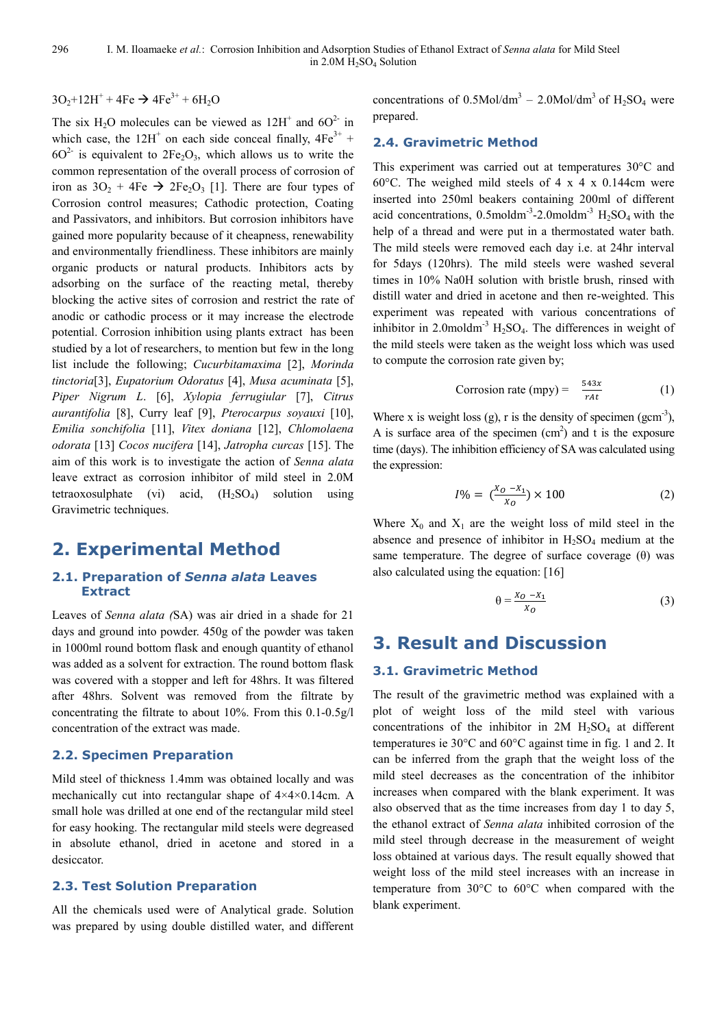$3O_2 + 12H^+ + 4Fe \rightarrow 4Fe^{3+} + 6H_2O$

The six $H_2O$ molecules can be viewed as $12H^+$ and $6O^{2-}$ in which case, the $12H^+$ on each side conceal finally, $4Fe^{3+}$ + $6O^{2-}$ is equivalent to $2Fe_2O_3$, which allows us to write the common representation of the overall process of corrosion of iron as $3O_2 + 4Fe \rightarrow 2Fe_2O_3$ [1]. There are four types of Corrosion control measures; Cathodic protection, Coating and Passivators, and inhibitors. But corrosion inhibitors have gained more popularity because of it cheapness, renewability and environmentally friendliness. These inhibitors are mainly organic products or natural products. Inhibitors acts by adsorbing on the surface of the reacting metal, thereby blocking the active sites of corrosion and restrict the rate of anodic or cathodic process or it may increase the electrode potential. Corrosion inhibition using plants extract has been studied by a lot of researchers, to mention but few in the long list include the following; *Cucurbitamaxima* [2], *Morinda tinctoria*[3], *Eupatorium Odoratus* [4], *Musa acuminata* [5], *Piper Nigrum L.* [6], *Xylopia ferrugiular* [7], *Citrus aurantifolia* [8], Curry leaf [9], *Pterocarpus soyauxi* [10], *Emilia sonchifolia* [11], *Vitex doniana* [12], *Chlomolaena odorata* [13] *Cocos nucifera* [14], *Jatropha curcas* [15]. The aim of this work is to investigate the action of *Senna alata* leave extract as corrosion inhibitor of mild steel in 2.0M tetraoxosulphate (vi) acid, ($H_2SO_4$) solution using Gravimetric techniques.

## 2. Experimental Method

### 2.1. Preparation of *Senna alata* Leaves Extract

Leaves of *Senna alata (*SA) was air dried in a shade for 21 days and ground into powder. 450g of the powder was taken in 1000ml round bottom flask and enough quantity of ethanol was added as a solvent for extraction. The round bottom flask was covered with a stopper and left for 48hrs. It was filtered after 48hrs. Solvent was removed from the filtrate by concentrating the filtrate to about 10%. From this 0.1-0.5g/l concentration of the extract was made.

### 2.2. Specimen Preparation

Mild steel of thickness 1.4mm was obtained locally and was mechanically cut into rectangular shape of 4×4×0.14cm. A small hole was drilled at one end of the rectangular mild steel for easy hooking. The rectangular mild steels were degreased in absolute ethanol, dried in acetone and stored in a desiccator.

### 2.3. Test Solution Preparation

All the chemicals used were of Analytical grade. Solution was prepared by using double distilled water, and different concentrations of 0.5Mol/dm$^3$ – 2.0Mol/dm$^3$ of $H_2SO_4$ were prepared.

### 2.4. Gravimetric Method

This experiment was carried out at temperatures 30°C and 60°C. The weighed mild steels of 4 x 4 x 0.144cm were inserted into 250ml beakers containing 200ml of different acid concentrations, 0.5moldm$^{-3}$-2.0moldm$^{-3}$ $H_2SO_4$ with the help of a thread and were put in a thermostated water bath. The mild steels were removed each day i.e. at 24hr interval for 5days (120hrs). The mild steels were washed several times in 10% NaOH solution with bristle brush, rinsed with distill water and dried in acetone and then re-weighted. This experiment was repeated with various concentrations of inhibitor in 2.0moldm$^{-3}$ $H_2SO_4$. The differences in weight of the mild steels were taken as the weight loss which was used to compute the corrosion rate given by;

$$\text{Corrosion rate (mpy)} = \frac{543x}{rAt} \tag{1}$$

Where x is weight loss (g), r is the density of specimen (gcm$^{-3}$), A is surface area of the specimen (cm$^2$) and t is the exposure time (days). The inhibition efficiency of SA was calculated using the expression:

$$I\% = \left(\frac{X_O - X_1}{X_O}\right) \times 100 \tag{2}$$

Where $X_0$ and $X_1$ are the weight loss of mild steel in the absence and presence of inhibitor in $H_2SO_4$ medium at the same temperature. The degree of surface coverage (θ) was also calculated using the equation: [16]

$$\theta = \frac{X_O - X_1}{X_O} \tag{3}$$

## 3. Result and Discussion

### 3.1. Gravimetric Method

The result of the gravimetric method was explained with a plot of weight loss of the mild steel with various concentrations of the inhibitor in 2M $H_2SO_4$ at different temperatures ie 30°C and 60°C against time in fig. 1 and 2. It can be inferred from the graph that the weight loss of the mild steel decreases as the concentration of the inhibitor increases when compared with the blank experiment. It was also observed that as the time increases from day 1 to day 5, the ethanol extract of *Senna alata* inhibited corrosion of the mild steel through decrease in the measurement of weight loss obtained at various days. The result equally showed that weight loss of the mild steel increases with an increase in temperature from 30°C to 60°C when compared with the blank experiment.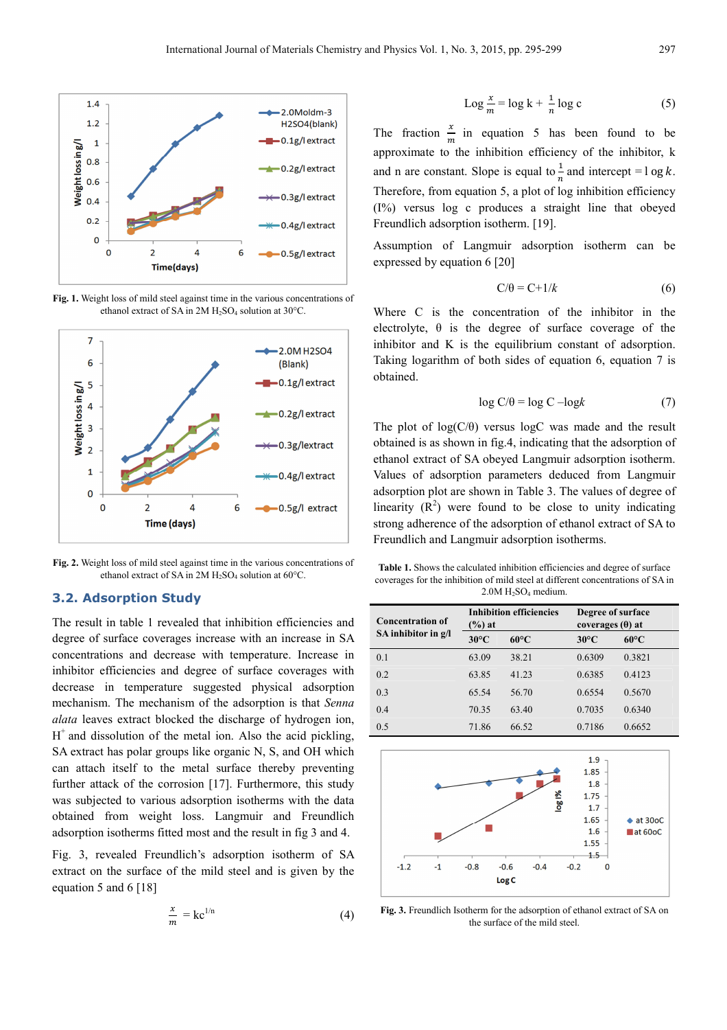Fig. 1. Weight loss of mild steel against time in the various concentrations of ethanol extract of SA in 2M $H_2SO_4$ solution at 30°C.

Fig. 2. Weight loss of mild steel against time in the various concentrations of ethanol extract of SA in 2M $H_2SO_4$ solution at 60°C.

## 3.2. Adsorption Study

The result in table 1 revealed that inhibition efficiencies and degree of surface coverages increase with an increase in SA concentrations and decrease with temperature. Increase in inhibitor efficiencies and degree of surface coverages with decrease in temperature suggested physical adsorption mechanism. The mechanism of the adsorption is that *Senna alata* leaves extract blocked the discharge of hydrogen ion, $H^+$ and dissolution of the metal ion. Also the acid pickling, SA extract has polar groups like organic N, S, and OH which can attach itself to the metal surface thereby preventing further attack of the corrosion [17]. Furthermore, this study was subjected to various adsorption isotherms with the data obtained from weight loss. Langmuir and Freundlich adsorption isotherms fitted most and the result in fig 3 and 4.

Fig. 3, revealed Freundlich's adsorption isotherm of SA extract on the surface of the mild steel and is given by the equation 5 and 6 [18]

$$\frac{x}{m} = kc^{1/n} \tag{4}$$

$$\text{Log}\ \frac{x}{m} = \log k + \frac{1}{n} \log c \tag{5}$$

The fraction $\frac{x}{m}$ in equation 5 has been found to be approximate to the inhibition efficiency of the inhibitor, k and n are constant. Slope is equal to $\frac{1}{n}$ and intercept $= 1 \log k$. Therefore, from equation 5, a plot of log inhibition efficiency (I%) versus log c produces a straight line that obeyed Freundlich adsorption isotherm. [19].

Assumption of Langmuir adsorption isotherm can be expressed by equation 6 [20]

$$C/\theta = C + 1/k \tag{6}$$

Where C is the concentration of the inhibitor in the electrolyte, θ is the degree of surface coverage of the inhibitor and K is the equilibrium constant of adsorption. Taking logarithm of both sides of equation 6, equation 7 is obtained.

$$\log C/\theta = \log C - \log k \tag{7}$$

The plot of log(C/θ) versus logC was made and the result obtained is as shown in fig.4, indicating that the adsorption of ethanol extract of SA obeyed Langmuir adsorption isotherm. Values of adsorption parameters deduced from Langmuir adsorption plot are shown in Table 3. The values of degree of linearity ($R^2$) were found to be close to unity indicating strong adherence of the adsorption of ethanol extract of SA to Freundlich and Langmuir adsorption isotherms.

**Table 1.** Shows the calculated inhibition efficiencies and degree of surface coverages for the inhibition of mild steel at different concentrations of SA in 2.0M $H_2SO_4$ medium.

| Concentration of SA inhibitor in g/l | Inhibition efficiencies (%) at | | Degree of surface coverages (θ) at | |
|---|---|---|---|---|
| | 30°C | 60°C | 30°C | 60°C |
| 0.1 | 63.09 | 38.21 | 0.6309 | 0.3821 |
| 0.2 | 63.85 | 41.23 | 0.6385 | 0.4123 |
| 0.3 | 65.54 | 56.70 | 0.6554 | 0.5670 |
| 0.4 | 70.35 | 63.40 | 0.7035 | 0.6340 |
| 0.5 | 71.86 | 66.52 | 0.7186 | 0.6652 |

Fig. 3. Freundlich Isotherm for the adsorption of ethanol extract of SA on the surface of the mild steel.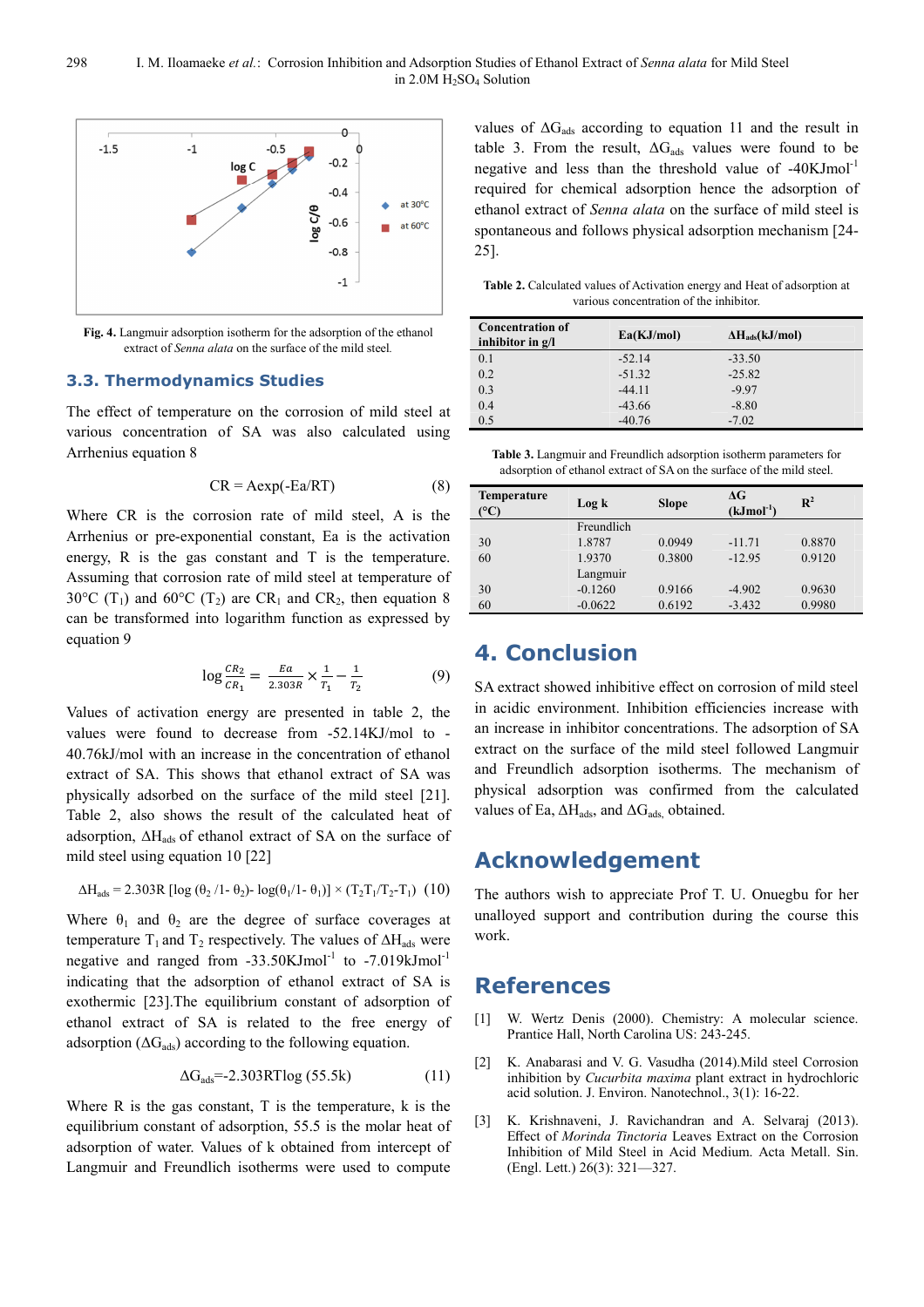**Fig. 4.** Langmuir adsorption isotherm for the adsorption of the ethanol extract of *Senna alata* on the surface of the mild steel.

### 3.3. Thermodynamics Studies

The effect of temperature on the corrosion of mild steel at various concentration of SA was also calculated using Arrhenius equation 8

$$CR = A\exp(-Ea/RT) \quad (8)$$

Where CR is the corrosion rate of mild steel, A is the Arrhenius or pre-exponential constant, Ea is the activation energy, R is the gas constant and T is the temperature. Assuming that corrosion rate of mild steel at temperature of 30°C ($T_1$) and 60°C ($T_2$) are $CR_1$ and $CR_2$, then equation 8 can be transformed into logarithm function as expressed by equation 9

$$\log\frac{CR_2}{CR_1} = \frac{Ea}{2.303R} \times \frac{1}{T_1} - \frac{1}{T_2} \quad (9)$$

Values of activation energy are presented in table 2, the values were found to decrease from -52.14KJ/mol to -40.76kJ/mol with an increase in the concentration of ethanol extract of SA. This shows that ethanol extract of SA was physically adsorbed on the surface of the mild steel [21]. Table 2, also shows the result of the calculated heat of adsorption, $\Delta H_{ads}$ of ethanol extract of SA on the surface of mild steel using equation 10 [22]

$$\Delta H_{ads} = 2.303R\,[\log(\theta_2/1-\theta_2) - \log(\theta_1/1-\theta_1)] \times (T_2T_1/T_2-T_1) \quad (10)$$

Where $\theta_1$ and $\theta_2$ are the degree of surface coverages at temperature $T_1$ and $T_2$ respectively. The values of $\Delta H_{ads}$ were negative and ranged from -33.50KJmol$^{-1}$ to -7.019kJmol$^{-1}$ indicating that the adsorption of ethanol extract of SA is exothermic [23].The equilibrium constant of adsorption of ethanol extract of SA is related to the free energy of adsorption ($\Delta G_{ads}$) according to the following equation.

$$\Delta G_{ads} = -2.303RT\log(55.5k) \quad (11)$$

Where R is the gas constant, T is the temperature, k is the equilibrium constant of adsorption, 55.5 is the molar heat of adsorption of water. Values of k obtained from intercept of Langmuir and Freundlich isotherms were used to compute values of $\Delta G_{ads}$ according to equation 11 and the result in table 3. From the result, $\Delta G_{ads}$ values were found to be negative and less than the threshold value of -40KJmol$^{-1}$ required for chemical adsorption hence the adsorption of ethanol extract of *Senna alata* on the surface of mild steel is spontaneous and follows physical adsorption mechanism [24-25].

**Table 2.** Calculated values of Activation energy and Heat of adsorption at various concentration of the inhibitor.

| Concentration of inhibitor in g/l | Ea(KJ/mol) | $\Delta H_{ads}$(kJ/mol) |
|---|---|---|
| 0.1 | -52.14 | -33.50 |
| 0.2 | -51.32 | -25.82 |
| 0.3 | -44.11 | -9.97 |
| 0.4 | -43.66 | -8.80 |
| 0.5 | -40.76 | -7.02 |

**Table 3.** Langmuir and Freundlich adsorption isotherm parameters for adsorption of ethanol extract of SA on the surface of the mild steel.

| Temperature (°C) | Log k | Slope | ΔG (kJmol$^{-1}$) | $R^2$ |
|---|---|---|---|---|
| | Freundlich | | | |
| 30 | 1.8787 | 0.0949 | -11.71 | 0.8870 |
| 60 | 1.9370 | 0.3800 | -12.95 | 0.9120 |
| | Langmuir | | | |
| 30 | -0.1260 | 0.9166 | -4.902 | 0.9630 |
| 60 | -0.0622 | 0.6192 | -3.432 | 0.9980 |

## 4. Conclusion

SA extract showed inhibitive effect on corrosion of mild steel in acidic environment. Inhibition efficiencies increase with an increase in inhibitor concentrations. The adsorption of SA extract on the surface of the mild steel followed Langmuir and Freundlich adsorption isotherms. The mechanism of physical adsorption was confirmed from the calculated values of Ea, $\Delta H_{ads}$, and $\Delta G_{ads,}$ obtained.

## Acknowledgement

The authors wish to appreciate Prof T. U. Onuegbu for her unalloyed support and contribution during the course this work.

## References

[1] W. Wertz Denis (2000). Chemistry: A molecular science. Prantice Hall, North Carolina US: 243-245.

[2] K. Anabarasi and V. G. Vasudha (2014).Mild steel Corrosion inhibition by *Cucurbita maxima* plant extract in hydrochloric acid solution. J. Environ. Nanotechnol., 3(1): 16-22.

[3] K. Krishnaveni, J. Ravichandran and A. Selvaraj (2013). Effect of *Morinda Tinctoria* Leaves Extract on the Corrosion Inhibition of Mild Steel in Acid Medium. Acta Metall. Sin. (Engl. Lett.) 26(3): 321—327.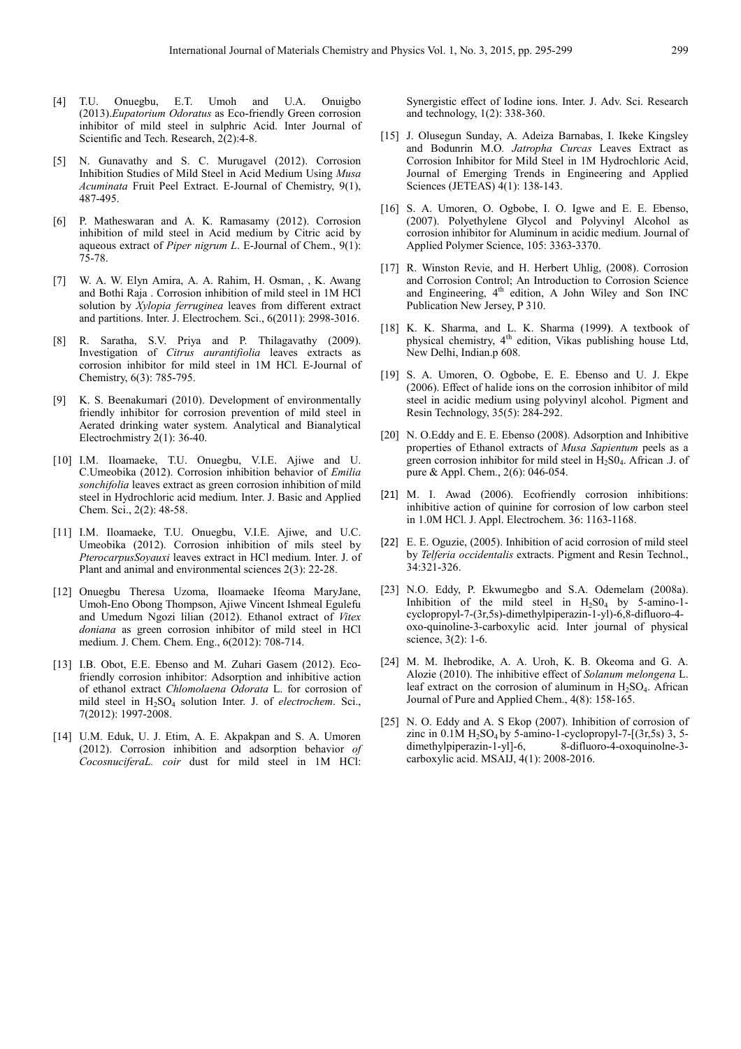[4] T.U. Onuegbu, E.T. Umoh and U.A. Onuigbo (2013).*Eupatorium Odoratus* as Eco-friendly Green corrosion inhibitor of mild steel in sulphric Acid. Inter Journal of Scientific and Tech. Research, 2(2):4-8.

[5] N. Gunavathy and S. C. Murugavel (2012). Corrosion Inhibition Studies of Mild Steel in Acid Medium Using *Musa Acuminata* Fruit Peel Extract. E-Journal of Chemistry, 9(1), 487-495.

[6] P. Matheswaran and A. K. Ramasamy (2012). Corrosion inhibition of mild steel in Acid medium by Citric acid by aqueous extract of *Piper nigrum L*. E-Journal of Chem., 9(1): 75-78.

[7] W. A. W. Elyn Amira, A. A. Rahim, H. Osman, , K. Awang and Bothi Raja . Corrosion inhibition of mild steel in 1M HCl solution by *Xylopia ferruginea* leaves from different extract and partitions. Inter. J. Electrochem. Sci., 6(2011): 2998-3016.

[8] R. Saratha, S.V. Priya and P. Thilagavathy (2009). Investigation of *Citrus aurantifiolia* leaves extracts as corrosion inhibitor for mild steel in 1M HCl. E-Journal of Chemistry, 6(3): 785-795.

[9] K. S. Beenakumari (2010). Development of environmentally friendly inhibitor for corrosion prevention of mild steel in Aerated drinking water system. Analytical and Bianalytical Electrochmistry 2(1): 36-40.

[10] I.M. Iloamaeke, T.U. Onuegbu, V.I.E. Ajiwe and U. C.Umeobika (2012). Corrosion inhibition behavior of *Emilia sonchifolia* leaves extract as green corrosion inhibition of mild steel in Hydrochloric acid medium. Inter. J. Basic and Applied Chem. Sci., 2(2): 48-58.

[11] I.M. Iloamaeke, T.U. Onuegbu, V.I.E. Ajiwe, and U.C. Umeobika (2012). Corrosion inhibition of mils steel by *PterocarpusSoyauxi* leaves extract in HCl medium. Inter. J. of Plant and animal and environmental sciences 2(3): 22-28.

[12] Onuegbu Theresa Uzoma, Iloamaeke Ifeoma MaryJane, Umoh-Eno Obong Thompson, Ajiwe Vincent Ishmeal Egulefu and Umedum Ngozi lilian (2012). Ethanol extract of *Vitex doniana* as green corrosion inhibitor of mild steel in HCl medium. J. Chem. Chem. Eng., 6(2012): 708-714.

[13] I.B. Obot, E.E. Ebenso and M. Zuhari Gasem (2012). Eco-friendly corrosion inhibitor: Adsorption and inhibitive action of ethanol extract *Chlomolaena Odorata* L. for corrosion of mild steel in $H_2SO_4$ solution Inter. J. of *electrochem*. Sci., 7(2012): 1997-2008.

[14] U.M. Eduk, U. J. Etim, A. E. Akpakpan and S. A. Umoren (2012). Corrosion inhibition and adsorption behavior *of CocosnuciferaL. coir* dust for mild steel in 1M HCl: Synergistic effect of Iodine ions. Inter. J. Adv. Sci. Research and technology, 1(2): 338-360.

[15] J. Olusegun Sunday, A. Adeiza Barnabas, I. Ikeke Kingsley and Bodunrin M.O. *Jatropha Curcas* Leaves Extract as Corrosion Inhibitor for Mild Steel in 1M Hydrochloric Acid, Journal of Emerging Trends in Engineering and Applied Sciences (JETEAS) 4(1): 138-143.

[16] S. A. Umoren, O. Ogbobe, I. O. Igwe and E. E. Ebenso, (2007). Polyethylene Glycol and Polyvinyl Alcohol as corrosion inhibitor for Aluminum in acidic medium. Journal of Applied Polymer Science, 105: 3363-3370.

[17] R. Winston Revie, and H. Herbert Uhlig, (2008). Corrosion and Corrosion Control; An Introduction to Corrosion Science and Engineering, $4^{th}$ edition, A John Wiley and Son INC Publication New Jersey, P 310.

[18] K. K. Sharma, and L. K. Sharma (1999**)**. A textbook of physical chemistry, $4^{th}$ edition, Vikas publishing house Ltd, New Delhi, Indian.p 608.

[19] S. A. Umoren, O. Ogbobe, E. E. Ebenso and U. J. Ekpe (2006). Effect of halide ions on the corrosion inhibitor of mild steel in acidic medium using polyvinyl alcohol. Pigment and Resin Technology, 35(5): 284-292.

[20] N. O.Eddy and E. E. Ebenso (2008). Adsorption and Inhibitive properties of Ethanol extracts of *Musa Sapientum* peels as a green corrosion inhibitor for mild steel in $H_2S0_4$. African .J. of pure & Appl. Chem., 2(6): 046-054.

[21] M. I. Awad (2006). Ecofriendly corrosion inhibitions: inhibitive action of quinine for corrosion of low carbon steel in 1.0M HCl. J. Appl. Electrochem. 36: 1163-1168.

[22] E. E. Oguzie, (2005). Inhibition of acid corrosion of mild steel by *Telferia occidentalis* extracts. Pigment and Resin Technol., 34:321-326.

[23] N.O. Eddy, P. Ekwumegbo and S.A. Odemelam (2008a). Inhibition of the mild steel in $H_2S0_4$ by 5-amino-1-cyclopropyl-7-(3r,5s)-dimethylpiperazin-1-yl)-6,8-difluoro-4-oxo-quinoline-3-carboxylic acid. Inter journal of physical science, 3(2): 1-6.

[24] M. M. Ihebrodike, A. A. Uroh, K. B. Okeoma and G. A. Alozie (2010). The inhibitive effect of *Solanum melongena* L. leaf extract on the corrosion of aluminum in $H_2SO_4$. African Journal of Pure and Applied Chem., 4(8): 158-165.

[25] N. O. Eddy and A. S Ekop (2007). Inhibition of corrosion of zinc in 0.1M $H_2SO_4$ by 5-amino-1-cyclopropyl-7-[(3r,5s) 3, 5-dimethylpiperazin-1-yl]-6, 8-difluoro-4-oxoquinolne-3-carboxylic acid. MSAIJ, 4(1): 2008-2016.